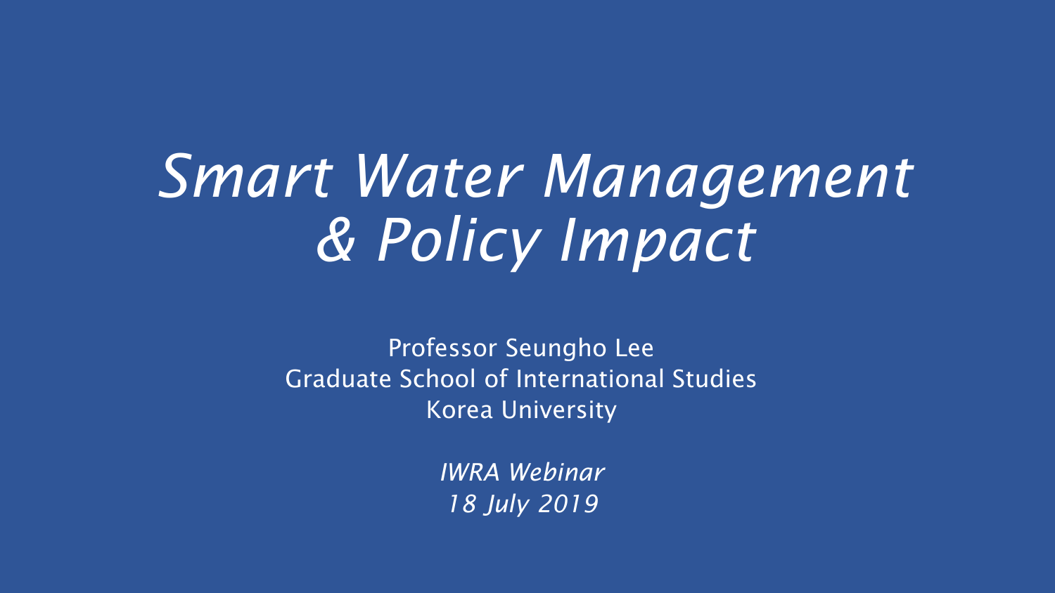# *Smart Water Management & Policy Impact*

Professor Seungho Lee
Graduate School of International Studies
Korea University

*IWRA Webinar*
*18 July 2019*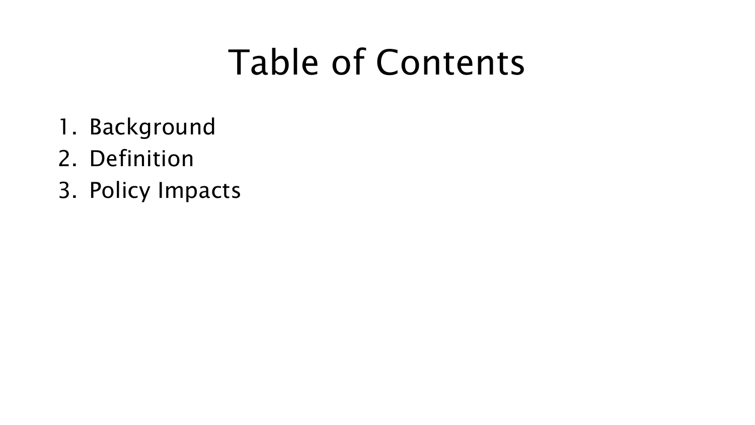# Table of Contents

1. Background
2. Definition
3. Policy Impacts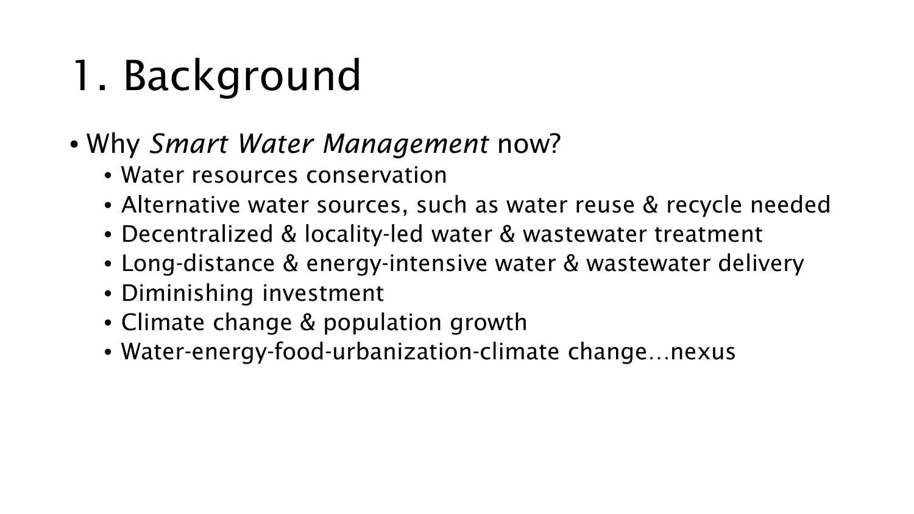# 1. Background

- Why *Smart Water Management* now?
  - Water resources conservation
  - Alternative water sources, such as water reuse & recycle needed
  - Decentralized & locality-led water & wastewater treatment
  - Long-distance & energy-intensive water & wastewater delivery
  - Diminishing investment
  - Climate change & population growth
  - Water-energy-food-urbanization-climate change…nexus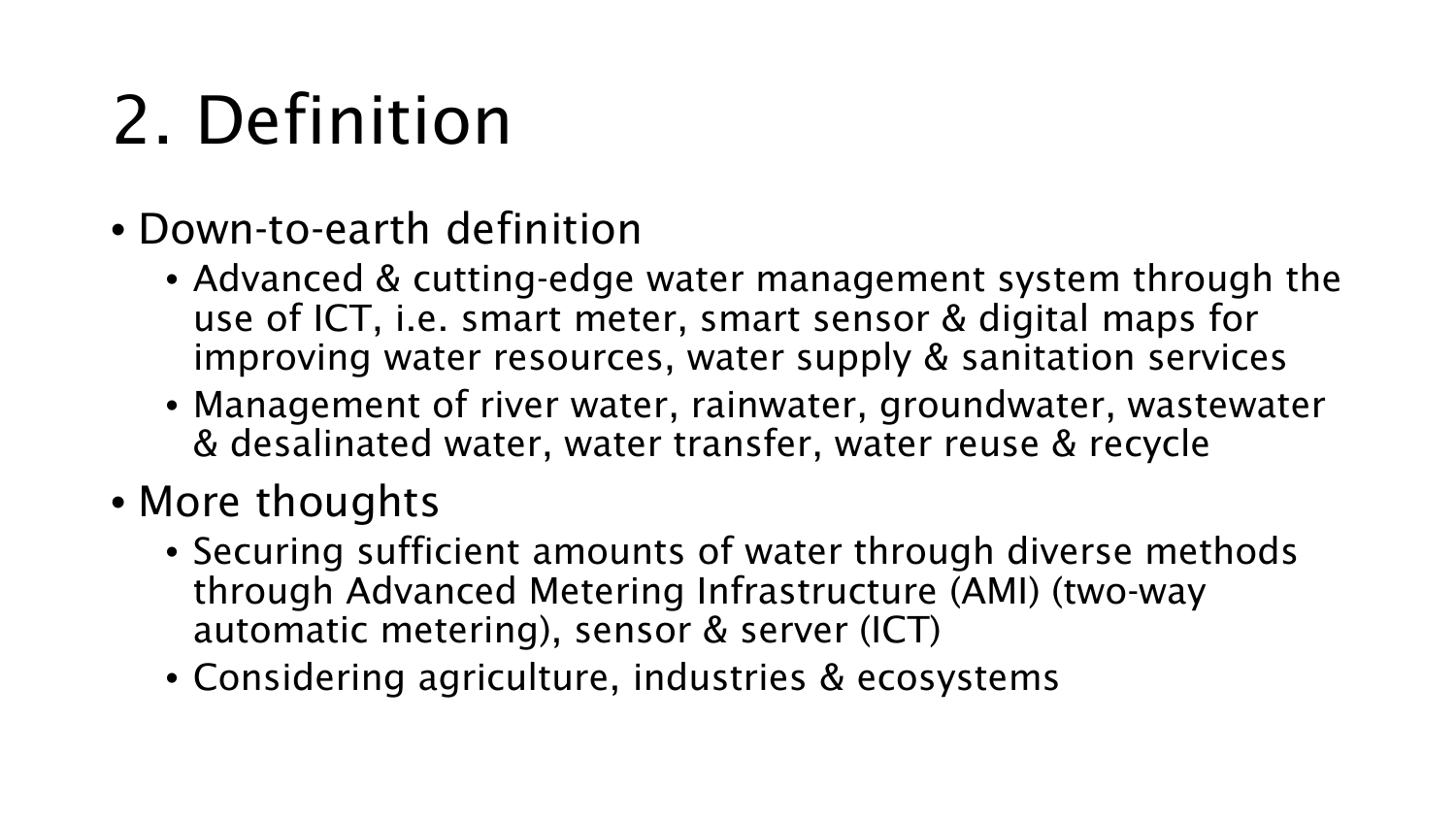# 2. Definition

- Down-to-earth definition
  - Advanced & cutting-edge water management system through the use of ICT, i.e. smart meter, smart sensor & digital maps for improving water resources, water supply & sanitation services
  - Management of river water, rainwater, groundwater, wastewater & desalinated water, water transfer, water reuse & recycle
- More thoughts
  - Securing sufficient amounts of water through diverse methods through Advanced Metering Infrastructure (AMI) (two-way automatic metering), sensor & server (ICT)
  - Considering agriculture, industries & ecosystems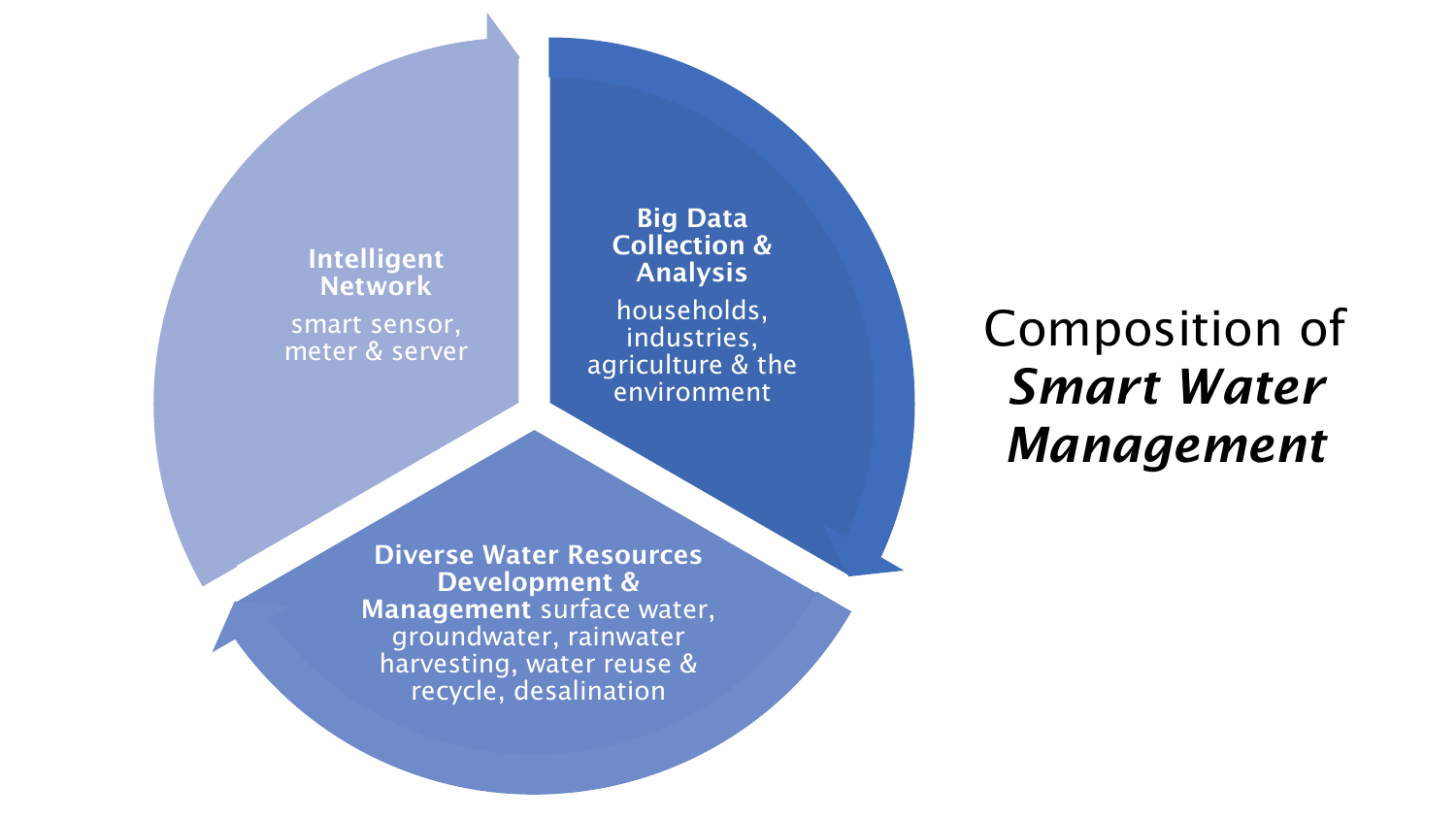Composition of ***Smart Water Management***

**Intelligent Network**
smart sensor, meter & server

**Big Data Collection & Analysis**
households, industries, agriculture & the environment

**Diverse Water Resources Development & Management** surface water, groundwater, rainwater harvesting, water reuse & recycle, desalination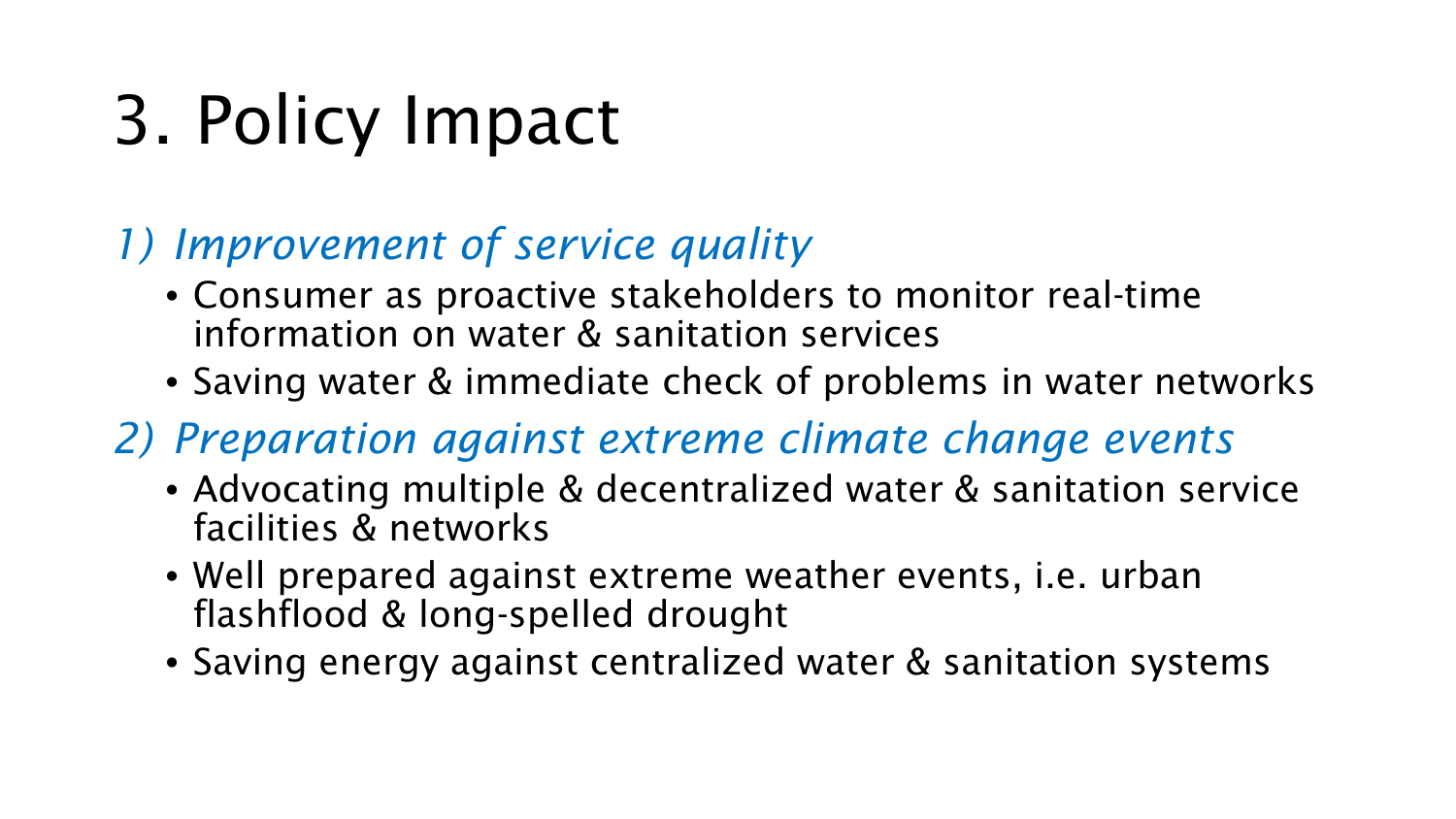# 3. Policy Impact

## *1) Improvement of service quality*

- Consumer as proactive stakeholders to monitor real-time information on water & sanitation services
- Saving water & immediate check of problems in water networks

## *2) Preparation against extreme climate change events*

- Advocating multiple & decentralized water & sanitation service facilities & networks
- Well prepared against extreme weather events, i.e. urban flashflood & long-spelled drought
- Saving energy against centralized water & sanitation systems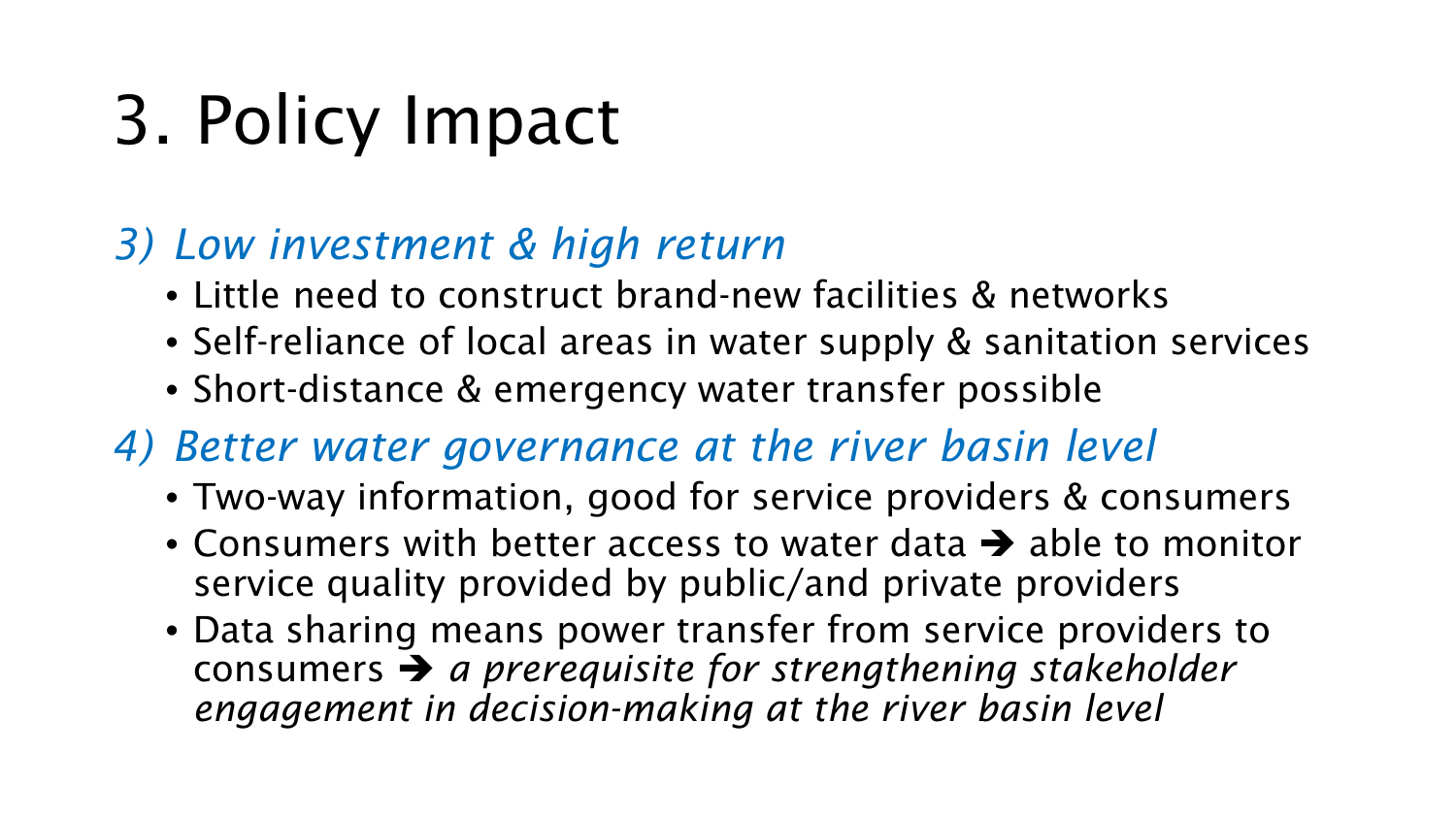# 3. Policy Impact

*3) Low investment & high return*

- Little need to construct brand-new facilities & networks
- Self-reliance of local areas in water supply & sanitation services
- Short-distance & emergency water transfer possible

*4) Better water governance at the river basin level*

- Two-way information, good for service providers & consumers
- Consumers with better access to water data ➔ able to monitor service quality provided by public/and private providers
- Data sharing means power transfer from service providers to consumers ➔ *a prerequisite for strengthening stakeholder engagement in decision-making at the river basin level*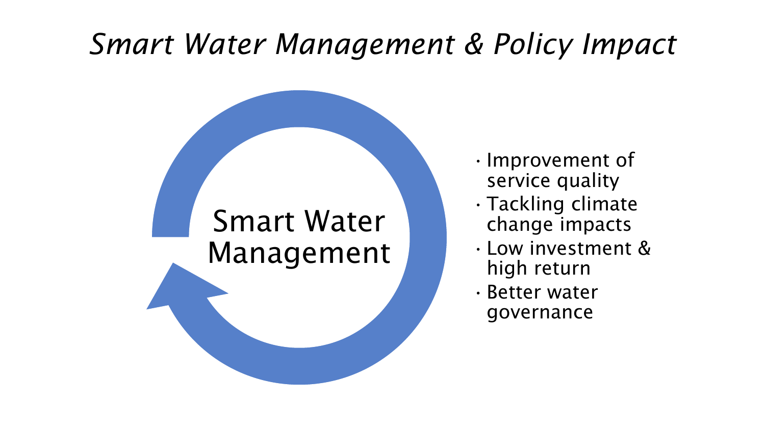# *Smart Water Management & Policy Impact*

Smart Water Management

- Improvement of service quality
- Tackling climate change impacts
- Low investment & high return
- Better water governance